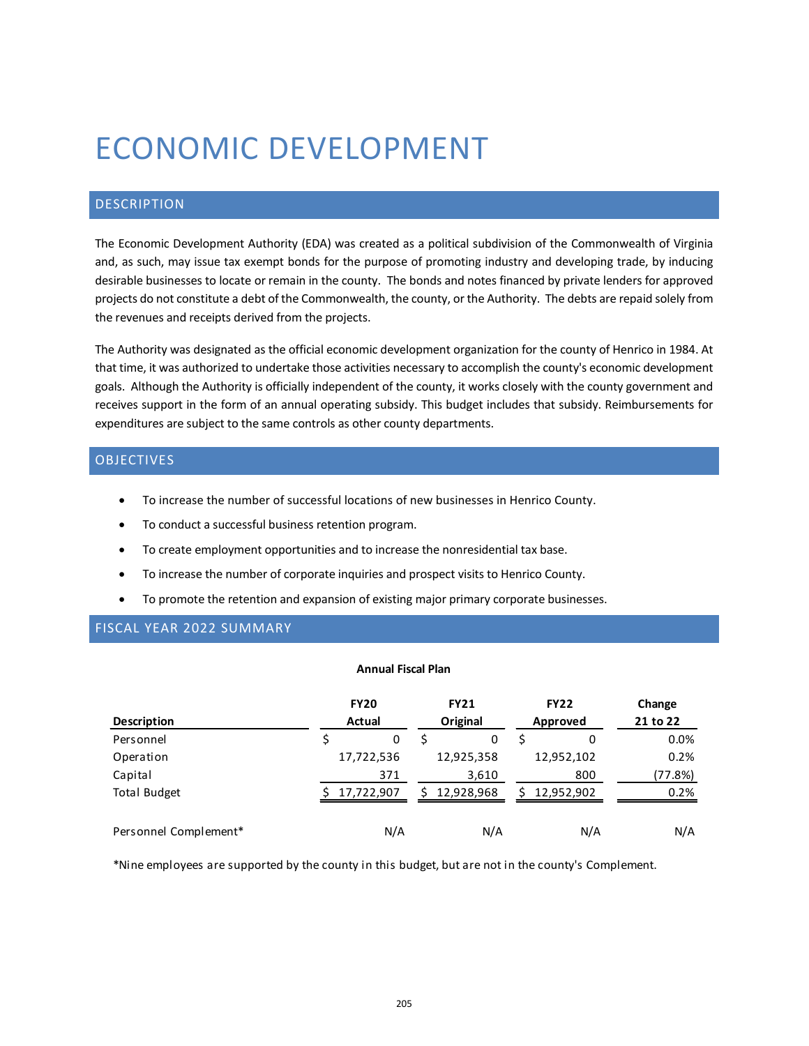# ECONOMIC DEVELOPMENT

## DESCRIPTION

The Economic Development Authority (EDA) was created as a political subdivision of the Commonwealth of Virginia and, as such, may issue tax exempt bonds for the purpose of promoting industry and developing trade, by inducing desirable businesses to locate or remain in the county. The bonds and notes financed by private lenders for approved projects do not constitute a debt of the Commonwealth, the county, or the Authority. The debts are repaid solely from the revenues and receipts derived from the projects.

The Authority was designated as the official economic development organization for the county of Henrico in 1984. At that time, it was authorized to undertake those activities necessary to accomplish the county's economic development goals. Although the Authority is officially independent of the county, it works closely with the county government and receives support in the form of an annual operating subsidy. This budget includes that subsidy. Reimbursements for expenditures are subject to the same controls as other county departments.

## OBJECTIVES

- To increase the number of successful locations of new businesses in Henrico County.
- To conduct a successful business retention program.
- To create employment opportunities and to increase the nonresidential tax base.
- To increase the number of corporate inquiries and prospect visits to Henrico County.
- To promote the retention and expansion of existing major primary corporate businesses.

## FISCAL YEAR 2022 SUMMARY

**Annual Fiscal Plan**

| Description | FY20 Actual | FY21 Original | FY22 Approved | Change 21 to 22 |
|---|---|---|---|---|
| Personnel | $ 0 | $ 0 | $ 0 | 0.0% |
| Operation | 17,722,536 | 12,925,358 | 12,952,102 | 0.2% |
| Capital | 371 | 3,610 | 800 | (77.8%) |
| Total Budget | $ 17,722,907 | $ 12,928,968 | $ 12,952,902 | 0.2% |
| Personnel Complement* | N/A | N/A | N/A | N/A |

*Nine employees are supported by the county in this budget, but are not in the county's Complement.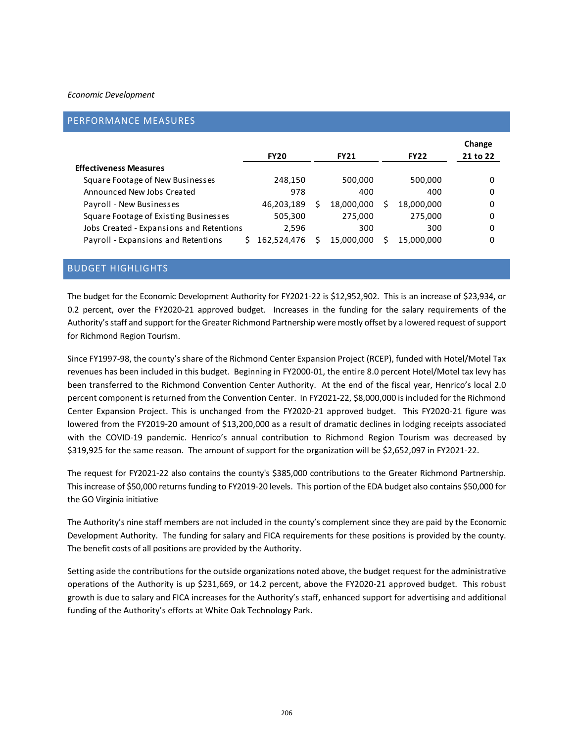*Economic Development*

## PERFORMANCE MEASURES

| | FY20 | FY21 | FY22 | Change 21 to 22 |
|---|---|---|---|---|
| **Effectiveness Measures** | | | | |
| Square Footage of New Businesses | 248,150 | 500,000 | 500,000 | 0 |
| Announced New Jobs Created | 978 | 400 | 400 | 0 |
| Payroll - New Businesses | 46,203,189 | $ 18,000,000 | $ 18,000,000 | 0 |
| Square Footage of Existing Businesses | 505,300 | 275,000 | 275,000 | 0 |
| Jobs Created - Expansions and Retentions | 2,596 | 300 | 300 | 0 |
| Payroll - Expansions and Retentions | $ 162,524,476 | $ 15,000,000 | $ 15,000,000 | 0 |

## BUDGET HIGHLIGHTS

The budget for the Economic Development Authority for FY2021-22 is $12,952,902. This is an increase of $23,934, or 0.2 percent, over the FY2020-21 approved budget. Increases in the funding for the salary requirements of the Authority's staff and support for the Greater Richmond Partnership were mostly offset by a lowered request of support for Richmond Region Tourism.

Since FY1997-98, the county's share of the Richmond Center Expansion Project (RCEP), funded with Hotel/Motel Tax revenues has been included in this budget. Beginning in FY2000-01, the entire 8.0 percent Hotel/Motel tax levy has been transferred to the Richmond Convention Center Authority. At the end of the fiscal year, Henrico's local 2.0 percent component is returned from the Convention Center. In FY2021-22, $8,000,000 is included for the Richmond Center Expansion Project. This is unchanged from the FY2020-21 approved budget. This FY2020-21 figure was lowered from the FY2019-20 amount of $13,200,000 as a result of dramatic declines in lodging receipts associated with the COVID-19 pandemic. Henrico's annual contribution to Richmond Region Tourism was decreased by $319,925 for the same reason. The amount of support for the organization will be $2,652,097 in FY2021-22.

The request for FY2021-22 also contains the county's $385,000 contributions to the Greater Richmond Partnership. This increase of $50,000 returns funding to FY2019-20 levels. This portion of the EDA budget also contains $50,000 for the GO Virginia initiative

The Authority's nine staff members are not included in the county's complement since they are paid by the Economic Development Authority. The funding for salary and FICA requirements for these positions is provided by the county. The benefit costs of all positions are provided by the Authority.

Setting aside the contributions for the outside organizations noted above, the budget request for the administrative operations of the Authority is up $231,669, or 14.2 percent, above the FY2020-21 approved budget. This robust growth is due to salary and FICA increases for the Authority's staff, enhanced support for advertising and additional funding of the Authority's efforts at White Oak Technology Park.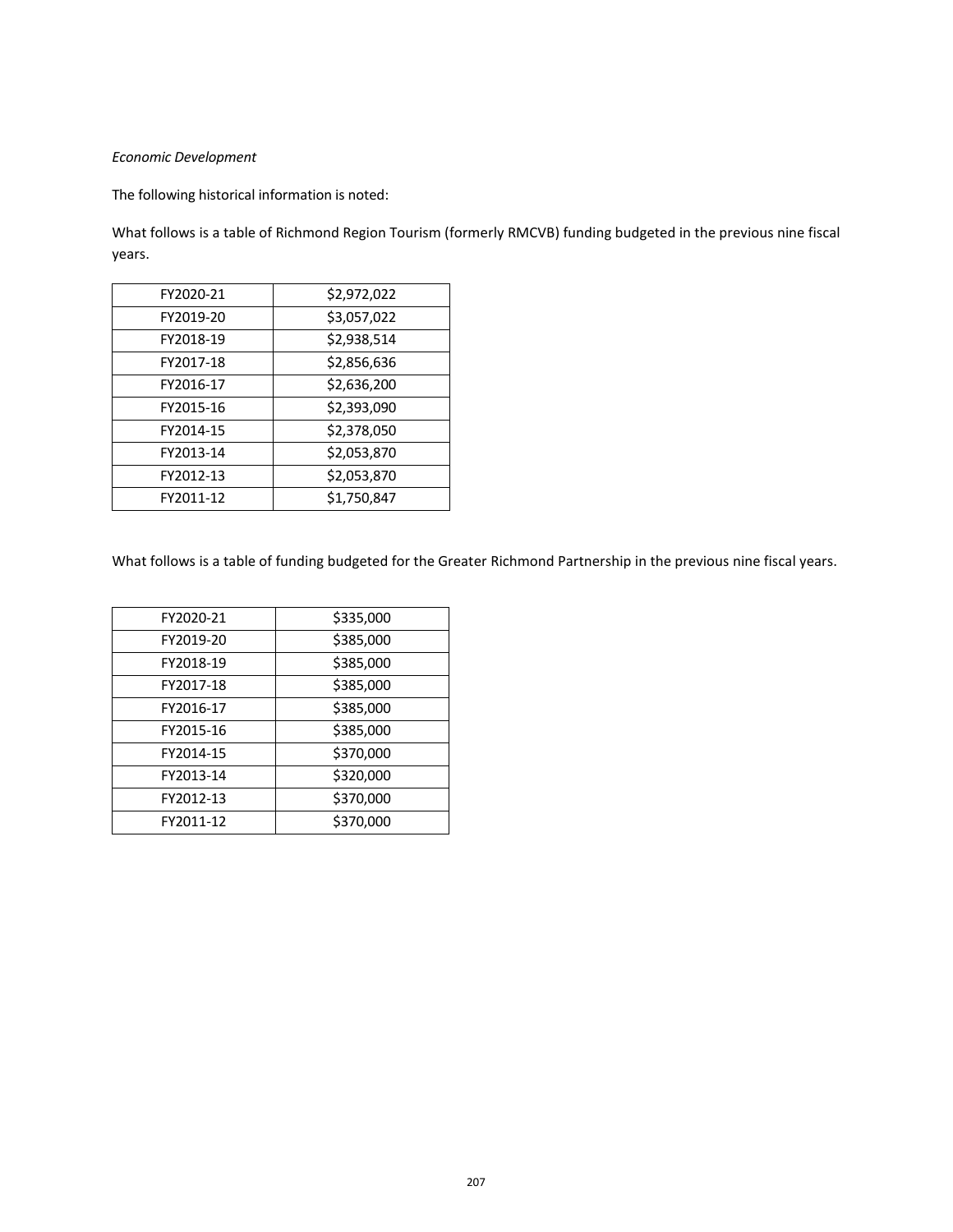*Economic Development*

The following historical information is noted:

What follows is a table of Richmond Region Tourism (formerly RMCVB) funding budgeted in the previous nine fiscal years.

| | |
|---|---|
| FY2020-21 | $2,972,022 |
| FY2019-20 | $3,057,022 |
| FY2018-19 | $2,938,514 |
| FY2017-18 | $2,856,636 |
| FY2016-17 | $2,636,200 |
| FY2015-16 | $2,393,090 |
| FY2014-15 | $2,378,050 |
| FY2013-14 | $2,053,870 |
| FY2012-13 | $2,053,870 |
| FY2011-12 | $1,750,847 |

What follows is a table of funding budgeted for the Greater Richmond Partnership in the previous nine fiscal years.

| | |
|---|---|
| FY2020-21 | $335,000 |
| FY2019-20 | $385,000 |
| FY2018-19 | $385,000 |
| FY2017-18 | $385,000 |
| FY2016-17 | $385,000 |
| FY2015-16 | $385,000 |
| FY2014-15 | $370,000 |
| FY2013-14 | $320,000 |
| FY2012-13 | $370,000 |
| FY2011-12 | $370,000 |